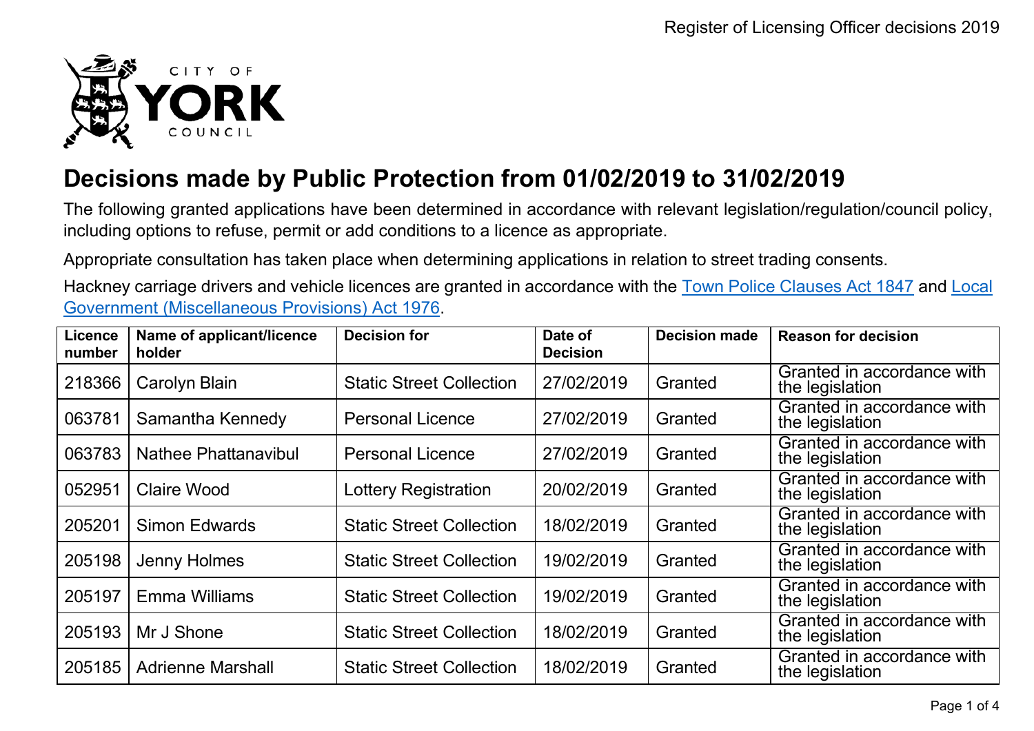# Decisions made by Public Protection from 01/02/2019 to 31/02/2019

The following granted applications have been determined in accordance with relevant legislation/regulation/council policy, including options to refuse, permit or add conditions to a licence as appropriate.

Appropriate consultation has taken place when determining applications in relation to street trading consents.

Hackney carriage drivers and vehicle licences are granted in accordance with the [Town Police Clauses Act 1847]() and [Local Government (Miscellaneous Provisions) Act 1976]().

| Licence number | Name of applicant/licence holder | Decision for | Date of Decision | Decision made | Reason for decision |
|---|---|---|---|---|---|
| 218366 | Carolyn Blain | Static Street Collection | 27/02/2019 | Granted | Granted in accordance with the legislation |
| 063781 | Samantha Kennedy | Personal Licence | 27/02/2019 | Granted | Granted in accordance with the legislation |
| 063783 | Nathee Phattanavibul | Personal Licence | 27/02/2019 | Granted | Granted in accordance with the legislation |
| 052951 | Claire Wood | Lottery Registration | 20/02/2019 | Granted | Granted in accordance with the legislation |
| 205201 | Simon Edwards | Static Street Collection | 18/02/2019 | Granted | Granted in accordance with the legislation |
| 205198 | Jenny Holmes | Static Street Collection | 19/02/2019 | Granted | Granted in accordance with the legislation |
| 205197 | Emma Williams | Static Street Collection | 19/02/2019 | Granted | Granted in accordance with the legislation |
| 205193 | Mr J Shone | Static Street Collection | 18/02/2019 | Granted | Granted in accordance with the legislation |
| 205185 | Adrienne Marshall | Static Street Collection | 18/02/2019 | Granted | Granted in accordance with the legislation |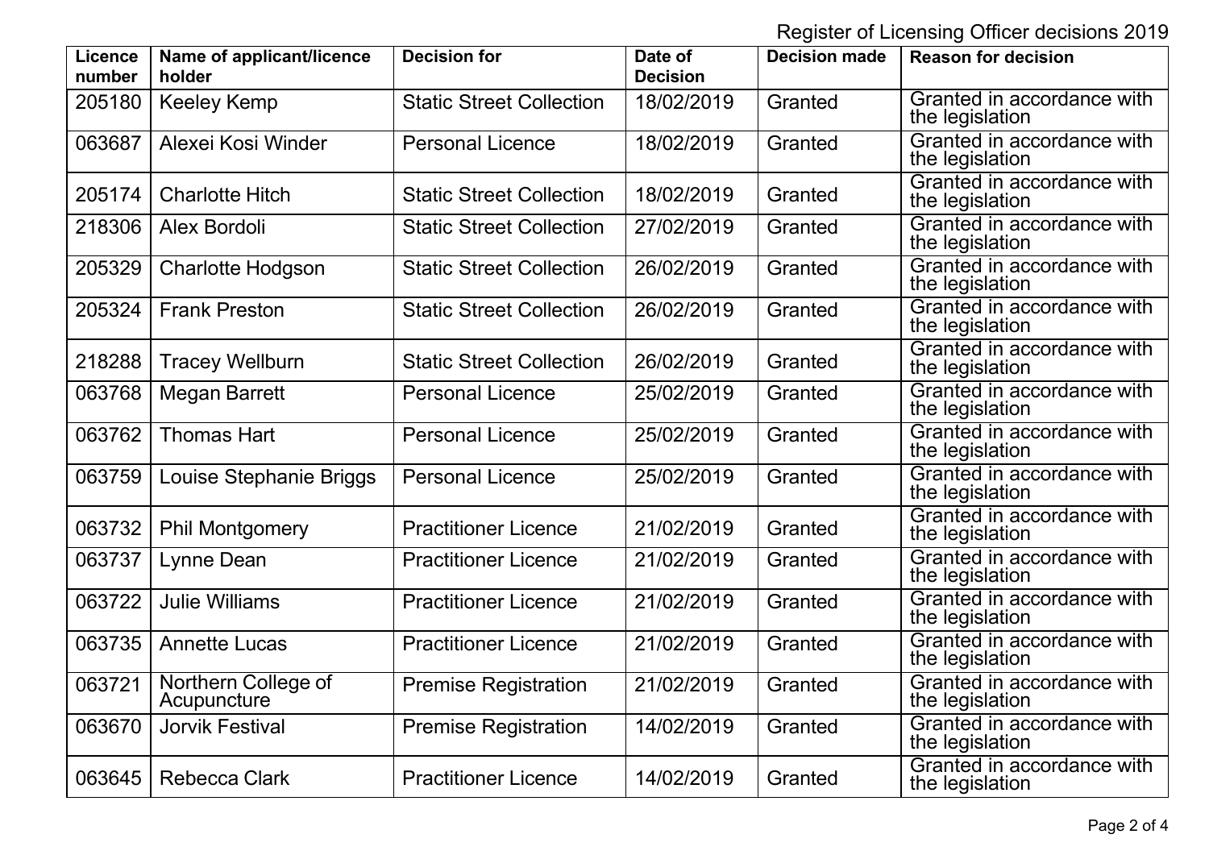Register of Licensing Officer decisions 2019

| Licence number | Name of applicant/licence holder | Decision for | Date of Decision | Decision made | Reason for decision |
|---|---|---|---|---|---|
| 205180 | Keeley Kemp | Static Street Collection | 18/02/2019 | Granted | Granted in accordance with the legislation |
| 063687 | Alexei Kosi Winder | Personal Licence | 18/02/2019 | Granted | Granted in accordance with the legislation |
| 205174 | Charlotte Hitch | Static Street Collection | 18/02/2019 | Granted | Granted in accordance with the legislation |
| 218306 | Alex Bordoli | Static Street Collection | 27/02/2019 | Granted | Granted in accordance with the legislation |
| 205329 | Charlotte Hodgson | Static Street Collection | 26/02/2019 | Granted | Granted in accordance with the legislation |
| 205324 | Frank Preston | Static Street Collection | 26/02/2019 | Granted | Granted in accordance with the legislation |
| 218288 | Tracey Wellburn | Static Street Collection | 26/02/2019 | Granted | Granted in accordance with the legislation |
| 063768 | Megan Barrett | Personal Licence | 25/02/2019 | Granted | Granted in accordance with the legislation |
| 063762 | Thomas Hart | Personal Licence | 25/02/2019 | Granted | Granted in accordance with the legislation |
| 063759 | Louise Stephanie Briggs | Personal Licence | 25/02/2019 | Granted | Granted in accordance with the legislation |
| 063732 | Phil Montgomery | Practitioner Licence | 21/02/2019 | Granted | Granted in accordance with the legislation |
| 063737 | Lynne Dean | Practitioner Licence | 21/02/2019 | Granted | Granted in accordance with the legislation |
| 063722 | Julie Williams | Practitioner Licence | 21/02/2019 | Granted | Granted in accordance with the legislation |
| 063735 | Annette Lucas | Practitioner Licence | 21/02/2019 | Granted | Granted in accordance with the legislation |
| 063721 | Northern College of Acupuncture | Premise Registration | 21/02/2019 | Granted | Granted in accordance with the legislation |
| 063670 | Jorvik Festival | Premise Registration | 14/02/2019 | Granted | Granted in accordance with the legislation |
| 063645 | Rebecca Clark | Practitioner Licence | 14/02/2019 | Granted | Granted in accordance with the legislation |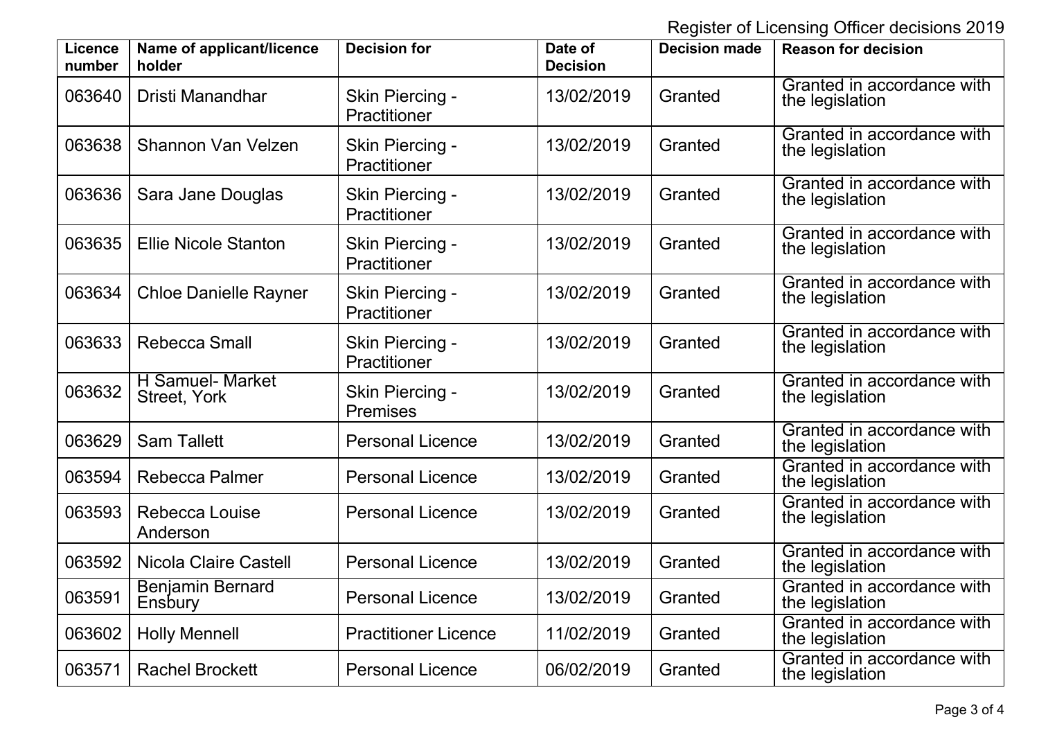Register of Licensing Officer decisions 2019

| Licence number | Name of applicant/licence holder | Decision for | Date of Decision | Decision made | Reason for decision |
|---|---|---|---|---|---|
| 063640 | Dristi Manandhar | Skin Piercing - Practitioner | 13/02/2019 | Granted | Granted in accordance with the legislation |
| 063638 | Shannon Van Velzen | Skin Piercing - Practitioner | 13/02/2019 | Granted | Granted in accordance with the legislation |
| 063636 | Sara Jane Douglas | Skin Piercing - Practitioner | 13/02/2019 | Granted | Granted in accordance with the legislation |
| 063635 | Ellie Nicole Stanton | Skin Piercing - Practitioner | 13/02/2019 | Granted | Granted in accordance with the legislation |
| 063634 | Chloe Danielle Rayner | Skin Piercing - Practitioner | 13/02/2019 | Granted | Granted in accordance with the legislation |
| 063633 | Rebecca Small | Skin Piercing - Practitioner | 13/02/2019 | Granted | Granted in accordance with the legislation |
| 063632 | H Samuel- Market Street, York | Skin Piercing - Premises | 13/02/2019 | Granted | Granted in accordance with the legislation |
| 063629 | Sam Tallett | Personal Licence | 13/02/2019 | Granted | Granted in accordance with the legislation |
| 063594 | Rebecca Palmer | Personal Licence | 13/02/2019 | Granted | Granted in accordance with the legislation |
| 063593 | Rebecca Louise Anderson | Personal Licence | 13/02/2019 | Granted | Granted in accordance with the legislation |
| 063592 | Nicola Claire Castell | Personal Licence | 13/02/2019 | Granted | Granted in accordance with the legislation |
| 063591 | Benjamin Bernard Ensbury | Personal Licence | 13/02/2019 | Granted | Granted in accordance with the legislation |
| 063602 | Holly Mennell | Practitioner Licence | 11/02/2019 | Granted | Granted in accordance with the legislation |
| 063571 | Rachel Brockett | Personal Licence | 06/02/2019 | Granted | Granted in accordance with the legislation |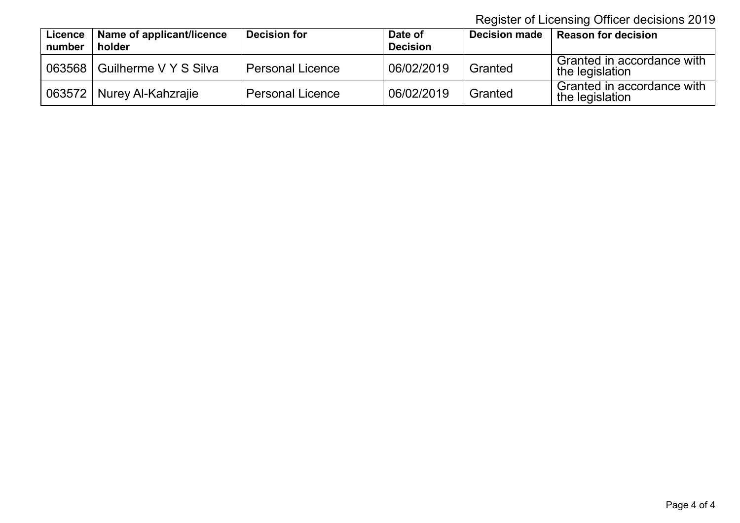Register of Licensing Officer decisions 2019

| Licence number | Name of applicant/licence holder | Decision for | Date of Decision | Decision made | Reason for decision |
|---|---|---|---|---|---|
| 063568 | Guilherme V Y S Silva | Personal Licence | 06/02/2019 | Granted | Granted in accordance with the legislation |
| 063572 | Nurey Al-Kahzrajie | Personal Licence | 06/02/2019 | Granted | Granted in accordance with the legislation |